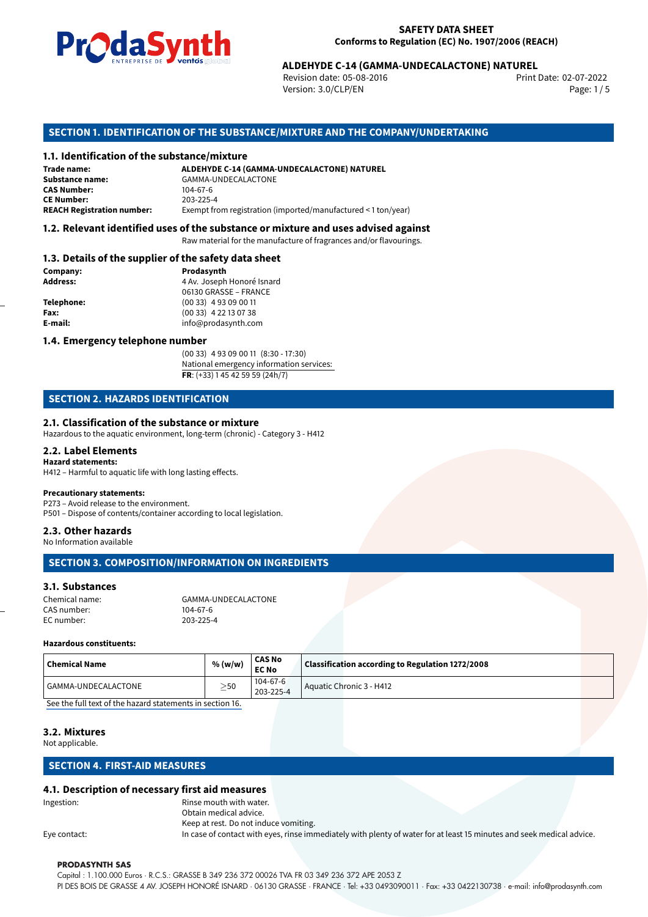**SAFETY DATA SHEET**
**Conforms to Regulation (EC) No. 1907/2006 (REACH)**

**ALDEHYDE C-14 (GAMMA-UNDECALACTONE) NATUREL**
Revision date: 05-08-2016
Version: 3.0/CLP/EN
Print Date: 02-07-2022

## SECTION 1. IDENTIFICATION OF THE SUBSTANCE/MIXTURE AND THE COMPANY/UNDERTAKING

### 1.1. Identification of the substance/mixture

**Trade name:** **ALDEHYDE C-14 (GAMMA-UNDECALACTONE) NATUREL**
**Substance name:** GAMMA-UNDECALACTONE
**CAS Number:** 104-67-6
**CE Number:** 203-225-4
**REACH Registration number:** Exempt from registration (imported/manufactured < 1 ton/year)

### 1.2. Relevant identified uses of the substance or mixture and uses advised against

Raw material for the manufacture of fragrances and/or flavourings.

### 1.3. Details of the supplier of the safety data sheet

**Company:** **Prodasynth**
**Address:** 4 Av. Joseph Honoré Isnard
06130 GRASSE – FRANCE
**Telephone:** (00 33) 4 93 09 00 11
**Fax:** (00 33) 4 22 13 07 38
**E-mail:** info@prodasynth.com

### 1.4. Emergency telephone number

(00 33) 4 93 09 00 11 (8:30 - 17:30)
National emergency information services:
**FR**: (+33) 1 45 42 59 59 (24h/7)

## SECTION 2. HAZARDS IDENTIFICATION

### 2.1. Classification of the substance or mixture

Hazardous to the aquatic environment, long-term (chronic) - Category 3 - H412

### 2.2. Label Elements

**Hazard statements:**
H412 – Harmful to aquatic life with long lasting effects.

**Precautionary statements:**
P273 – Avoid release to the environment.
P501 – Dispose of contents/container according to local legislation.

### 2.3. Other hazards

No Information available

## SECTION 3. COMPOSITION/INFORMATION ON INGREDIENTS

### 3.1. Substances

Chemical name: GAMMA-UNDECALACTONE
CAS number: 104-67-6
EC number: 203-225-4

**Hazardous constituents:**

| Chemical Name | % (w/w) | CAS No EC No | Classification according to Regulation 1272/2008 |
|---|---|---|---|
| GAMMA-UNDECALACTONE | ≥50 | 104-67-6 203-225-4 | Aquatic Chronic 3 - H412 |

See the full text of the hazard statements in section 16.

### 3.2. Mixtures

Not applicable.

## SECTION 4. FIRST-AID MEASURES

### 4.1. Description of necessary first aid measures

Ingestion: Rinse mouth with water.
Obtain medical advice.
Keep at rest. Do not induce vomiting.

Eye contact: In case of contact with eyes, rinse immediately with plenty of water for at least 15 minutes and seek medical advice.

**PRODASYNTH SAS**
Capital : 1.100.000 Euros · R.C.S.: GRASSE B 349 236 372 00026 TVA FR 03 349 236 372 APE 2053 Z
PI DES BOIS DE GRASSE 4 AV. JOSEPH HONORÉ ISNARD · 06130 GRASSE · FRANCE · Tel: +33 0493090011 · Fax: +33 0422130738 · e-mail: info@prodasynth.com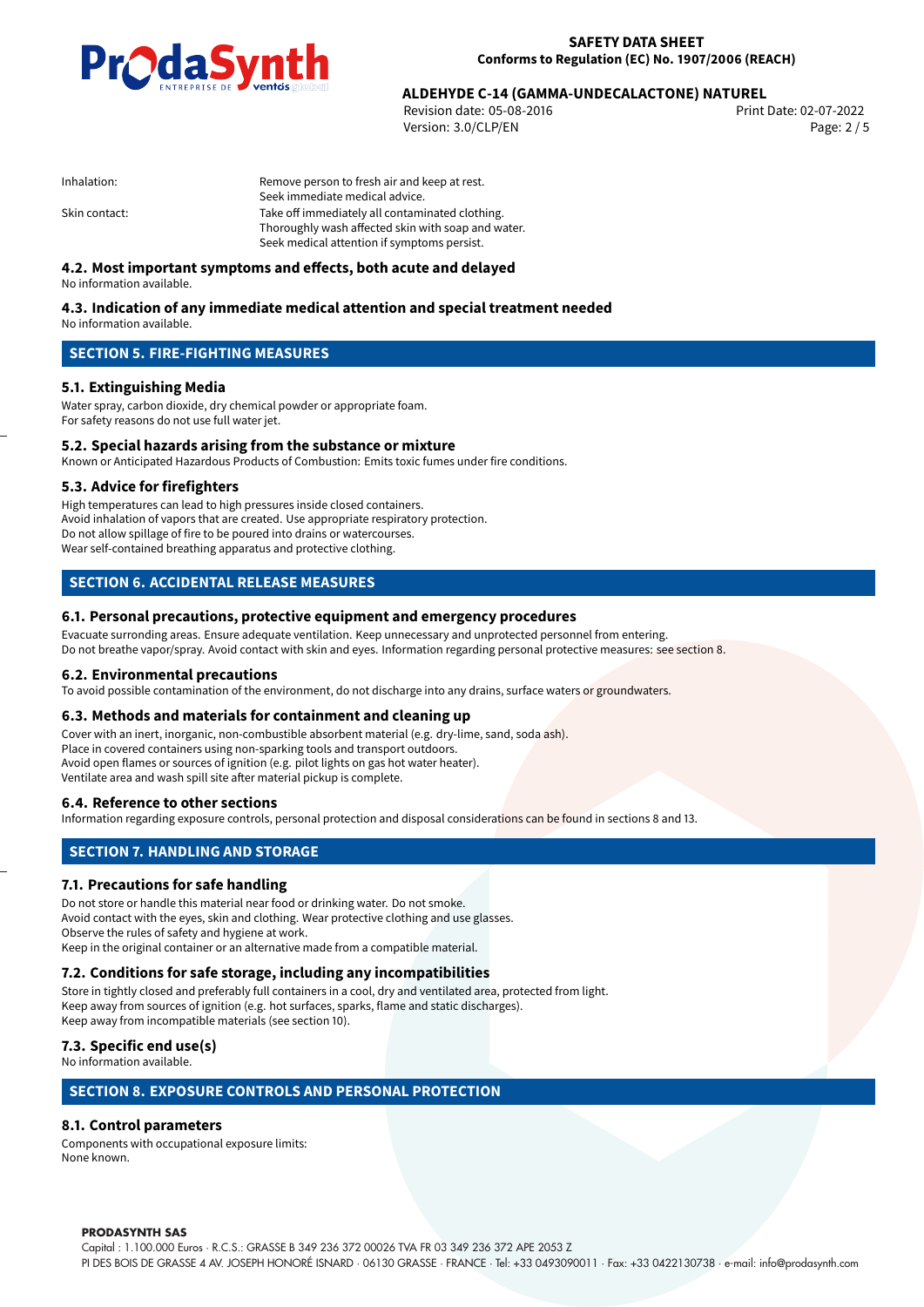| | |
|---|---|
| Inhalation: | Remove person to fresh air and keep at rest.<br>Seek immediate medical advice. |
| Skin contact: | Take off immediately all contaminated clothing.<br>Thoroughly wash affected skin with soap and water.<br>Seek medical attention if symptoms persist. |

### 4.2. Most important symptoms and effects, both acute and delayed

No information available.

### 4.3. Indication of any immediate medical attention and special treatment needed

No information available.

## SECTION 5. FIRE-FIGHTING MEASURES

### 5.1. Extinguishing Media

Water spray, carbon dioxide, dry chemical powder or appropriate foam.
For safety reasons do not use full water jet.

### 5.2. Special hazards arising from the substance or mixture

Known or Anticipated Hazardous Products of Combustion: Emits toxic fumes under fire conditions.

### 5.3. Advice for firefighters

High temperatures can lead to high pressures inside closed containers.
Avoid inhalation of vapors that are created. Use appropriate respiratory protection.
Do not allow spillage of fire to be poured into drains or watercourses.
Wear self-contained breathing apparatus and protective clothing.

## SECTION 6. ACCIDENTAL RELEASE MEASURES

### 6.1. Personal precautions, protective equipment and emergency procedures

Evacuate surronding areas. Ensure adequate ventilation. Keep unnecessary and unprotected personnel from entering.
Do not breathe vapor/spray. Avoid contact with skin and eyes. Information regarding personal protective measures: see section 8.

### 6.2. Environmental precautions

To avoid possible contamination of the environment, do not discharge into any drains, surface waters or groundwaters.

### 6.3. Methods and materials for containment and cleaning up

Cover with an inert, inorganic, non-combustible absorbent material (e.g. dry-lime, sand, soda ash).
Place in covered containers using non-sparking tools and transport outdoors.
Avoid open flames or sources of ignition (e.g. pilot lights on gas hot water heater).
Ventilate area and wash spill site after material pickup is complete.

### 6.4. Reference to other sections

Information regarding exposure controls, personal protection and disposal considerations can be found in sections 8 and 13.

## SECTION 7. HANDLING AND STORAGE

### 7.1. Precautions for safe handling

Do not store or handle this material near food or drinking water. Do not smoke.
Avoid contact with the eyes, skin and clothing. Wear protective clothing and use glasses.
Observe the rules of safety and hygiene at work.
Keep in the original container or an alternative made from a compatible material.

### 7.2. Conditions for safe storage, including any incompatibilities

Store in tightly closed and preferably full containers in a cool, dry and ventilated area, protected from light.
Keep away from sources of ignition (e.g. hot surfaces, sparks, flame and static discharges).
Keep away from incompatible materials (see section 10).

### 7.3. Specific end use(s)

No information available.

## SECTION 8. EXPOSURE CONTROLS AND PERSONAL PROTECTION

### 8.1. Control parameters

Components with occupational exposure limits:
None known.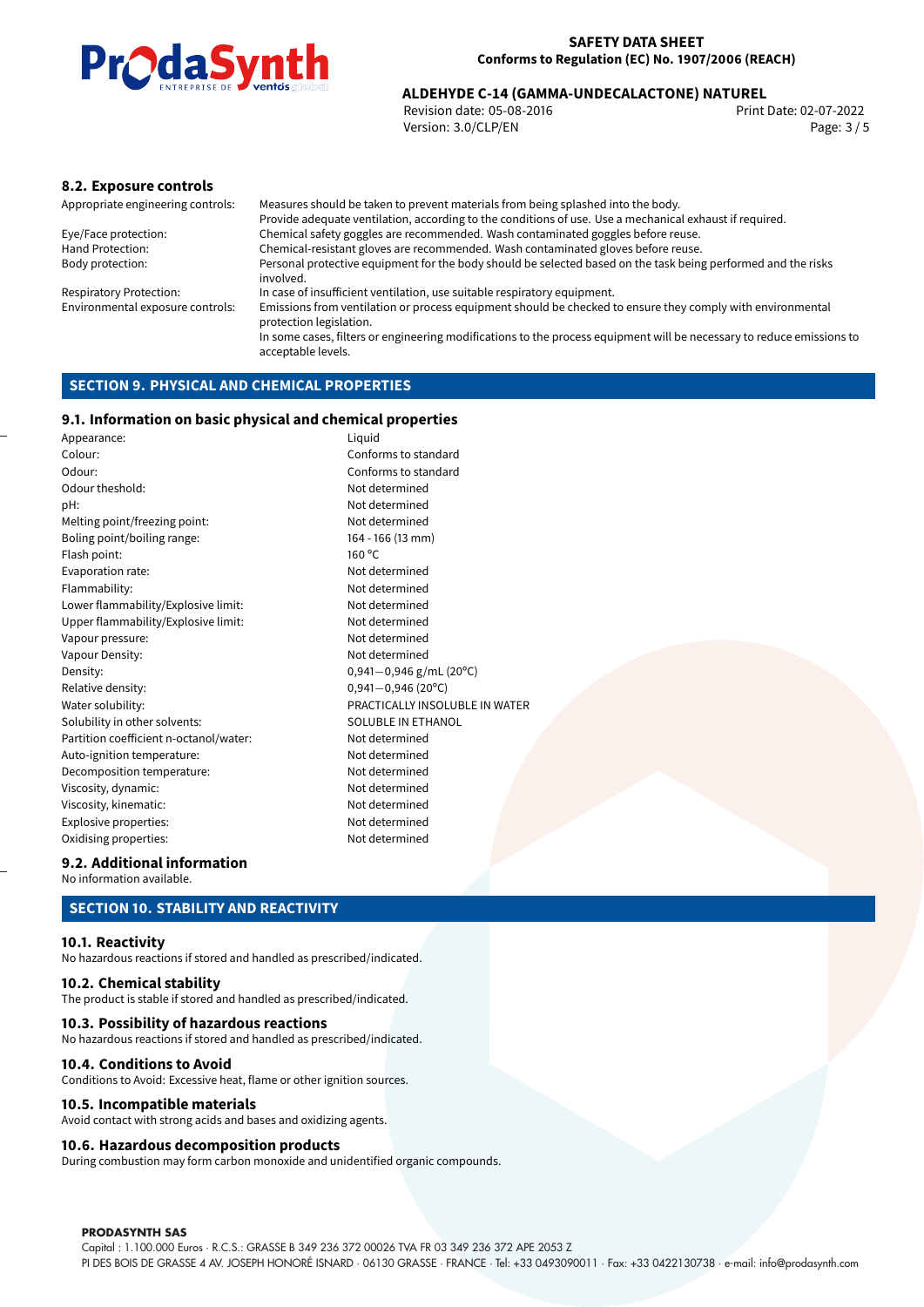### 8.2. Exposure controls

| | |
|---|---|
| Appropriate engineering controls: | Measures should be taken to prevent materials from being splashed into the body. Provide adequate ventilation, according to the conditions of use. Use a mechanical exhaust if required. |
| Eye/Face protection: | Chemical safety goggles are recommended. Wash contaminated goggles before reuse. |
| Hand Protection: | Chemical-resistant gloves are recommended. Wash contaminated gloves before reuse. |
| Body protection: | Personal protective equipment for the body should be selected based on the task being performed and the risks involved. |
| Respiratory Protection: | In case of insufficient ventilation, use suitable respiratory equipment. |
| Environmental exposure controls: | Emissions from ventilation or process equipment should be checked to ensure they comply with environmental protection legislation. In some cases, filters or engineering modifications to the process equipment will be necessary to reduce emissions to acceptable levels. |

## SECTION 9. PHYSICAL AND CHEMICAL PROPERTIES

### 9.1. Information on basic physical and chemical properties

| | |
|---|---|
| Appearance: | Liquid |
| Colour: | Conforms to standard |
| Odour: | Conforms to standard |
| Odour theshold: | Not determined |
| pH: | Not determined |
| Melting point/freezing point: | Not determined |
| Boling point/boiling range: | 164 - 166 (13 mm) |
| Flash point: | 160 °C |
| Evaporation rate: | Not determined |
| Flammability: | Not determined |
| Lower flammability/Explosive limit: | Not determined |
| Upper flammability/Explosive limit: | Not determined |
| Vapour pressure: | Not determined |
| Vapour Density: | Not determined |
| Density: | 0,941—0,946 g/mL (20°C) |
| Relative density: | 0,941—0,946 (20°C) |
| Water solubility: | PRACTICALLY INSOLUBLE IN WATER |
| Solubility in other solvents: | SOLUBLE IN ETHANOL |
| Partition coefficient n-octanol/water: | Not determined |
| Auto-ignition temperature: | Not determined |
| Decomposition temperature: | Not determined |
| Viscosity, dynamic: | Not determined |
| Viscosity, kinematic: | Not determined |
| Explosive properties: | Not determined |
| Oxidising properties: | Not determined |

### 9.2. Additional information

No information available.

## SECTION 10. STABILITY AND REACTIVITY

### 10.1. Reactivity

No hazardous reactions if stored and handled as prescribed/indicated.

### 10.2. Chemical stability

The product is stable if stored and handled as prescribed/indicated.

### 10.3. Possibility of hazardous reactions

No hazardous reactions if stored and handled as prescribed/indicated.

### 10.4. Conditions to Avoid

Conditions to Avoid: Excessive heat, flame or other ignition sources.

### 10.5. Incompatible materials

Avoid contact with strong acids and bases and oxidizing agents.

### 10.6. Hazardous decomposition products

During combustion may form carbon monoxide and unidentified organic compounds.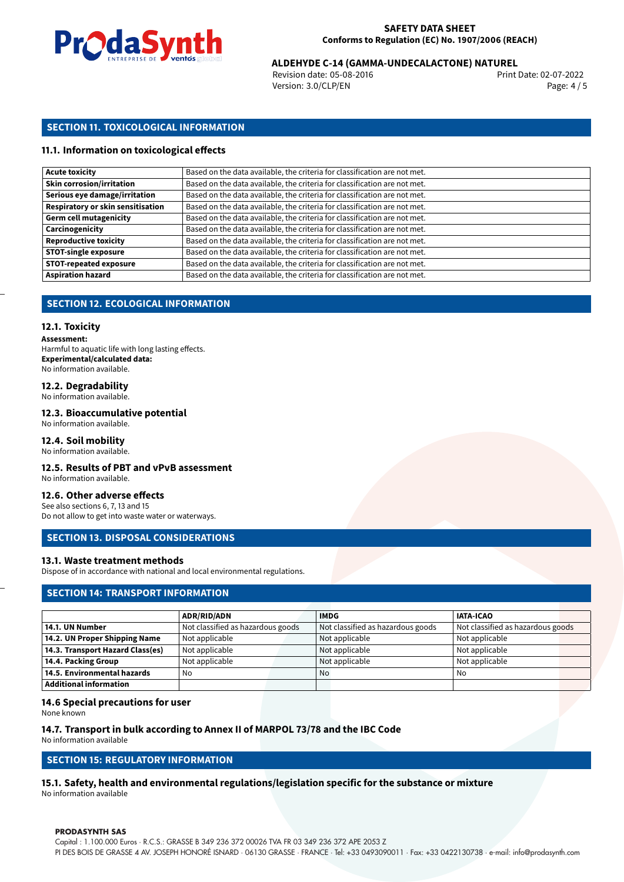## SECTION 11. TOXICOLOGICAL INFORMATION

### 11.1. Information on toxicological effects

| Acute toxicity | Based on the data available, the criteria for classification are not met. |
|---|---|
| Skin corrosion/irritation | Based on the data available, the criteria for classification are not met. |
| Serious eye damage/irritation | Based on the data available, the criteria for classification are not met. |
| Respiratory or skin sensitisation | Based on the data available, the criteria for classification are not met. |
| Germ cell mutagenicity | Based on the data available, the criteria for classification are not met. |
| Carcinogenicity | Based on the data available, the criteria for classification are not met. |
| Reproductive toxicity | Based on the data available, the criteria for classification are not met. |
| STOT-single exposure | Based on the data available, the criteria for classification are not met. |
| STOT-repeated exposure | Based on the data available, the criteria for classification are not met. |
| Aspiration hazard | Based on the data available, the criteria for classification are not met. |

## SECTION 12. ECOLOGICAL INFORMATION

### 12.1. Toxicity

**Assessment:**
Harmful to aquatic life with long lasting effects.
**Experimental/calculated data:**
No information available.

### 12.2. Degradability

No information available.

### 12.3. Bioaccumulative potential

No information available.

### 12.4. Soil mobility

No information available.

### 12.5. Results of PBT and vPvB assessment

No information available.

### 12.6. Other adverse effects

See also sections 6, 7, 13 and 15
Do not allow to get into waste water or waterways.

## SECTION 13. DISPOSAL CONSIDERATIONS

### 13.1. Waste treatment methods

Dispose of in accordance with national and local environmental regulations.

## SECTION 14: TRANSPORT INFORMATION

| | ADR/RID/ADN | IMDG | IATA-ICAO |
|---|---|---|---|
| 14.1. UN Number | Not classified as hazardous goods | Not classified as hazardous goods | Not classified as hazardous goods |
| 14.2. UN Proper Shipping Name | Not applicable | Not applicable | Not applicable |
| 14.3. Transport Hazard Class(es) | Not applicable | Not applicable | Not applicable |
| 14.4. Packing Group | Not applicable | Not applicable | Not applicable |
| 14.5. Environmental hazards | No | No | No |
| Additional information | | | |

### 14.6 Special precautions for user

None known

### 14.7. Transport in bulk according to Annex II of MARPOL 73/78 and the IBC Code

No information available

## SECTION 15: REGULATORY INFORMATION

### 15.1. Safety, health and environmental regulations/legislation specific for the substance or mixture

No information available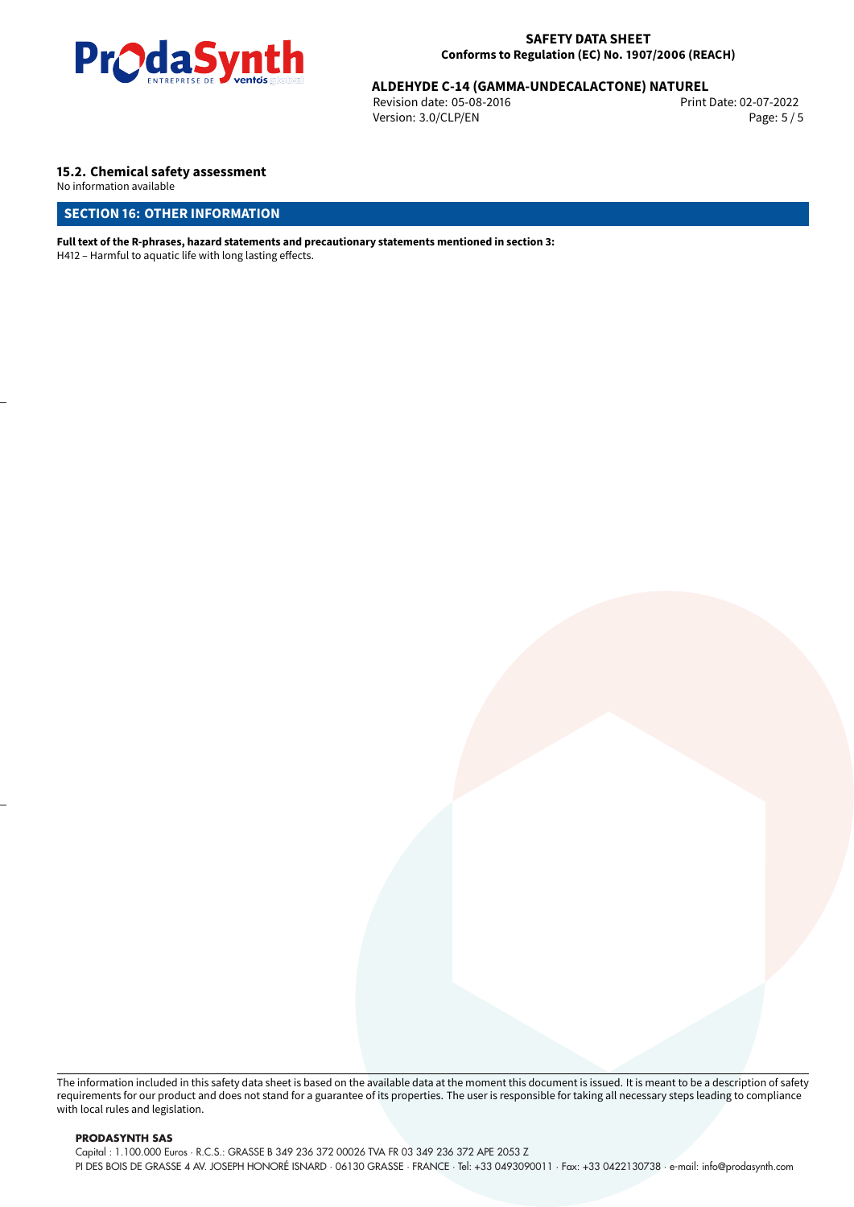### 15.2. Chemical safety assessment

No information available

## SECTION 16: OTHER INFORMATION

**Full text of the R-phrases, hazard statements and precautionary statements mentioned in section 3:**

H412 – Harmful to aquatic life with long lasting effects.

The information included in this safety data sheet is based on the available data at the moment this document is issued. It is meant to be a description of safety requirements for our product and does not stand for a guarantee of its properties. The user is responsible for taking all necessary steps leading to compliance with local rules and legislation.

**PRODASYNTH SAS**

Capital : 1.100.000 Euros · R.C.S.: GRASSE B 349 236 372 00026 TVA FR 03 349 236 372 APE 2053 Z
PI DES BOIS DE GRASSE 4 AV. JOSEPH HONORÉ ISNARD · 06130 GRASSE · FRANCE · Tel: +33 0493090011 · Fax: +33 0422130738 · e-mail: info@prodasynth.com